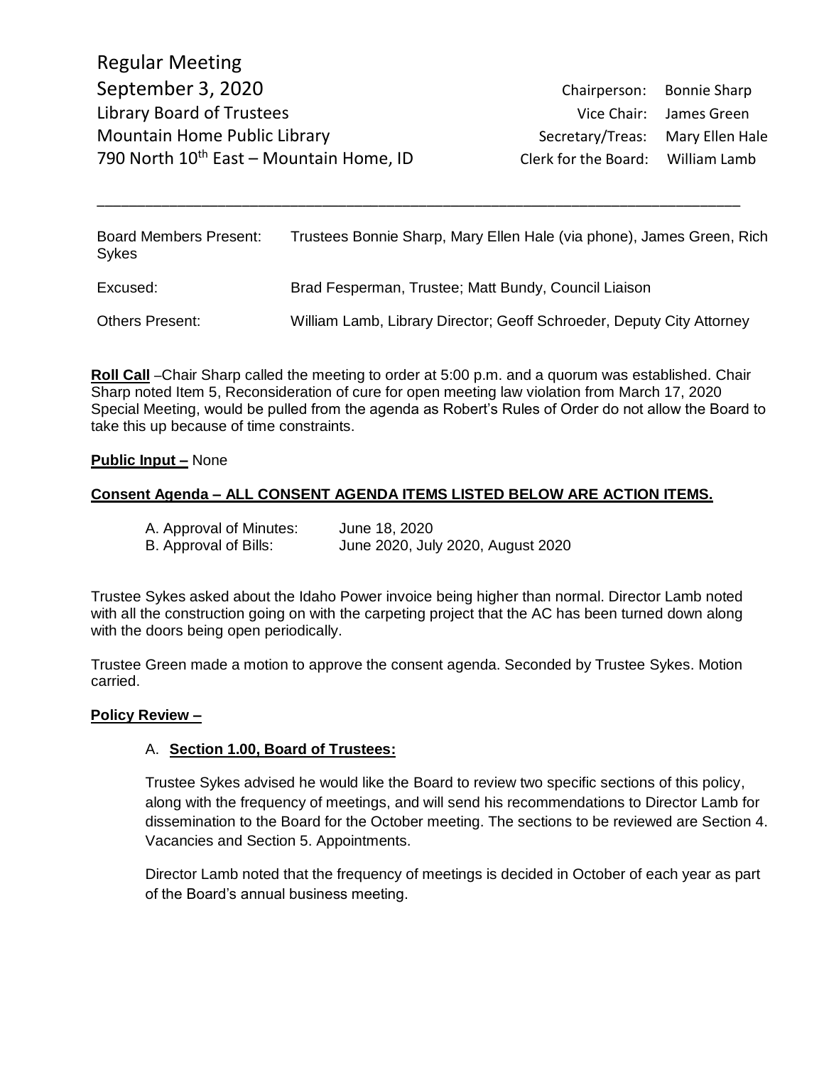Regular Meeting
September 3, 2020
Library Board of Trustees
Mountain Home Public Library
790 North 10th East – Mountain Home, ID

Chairperson: Bonnie Sharp
Vice Chair: James Green
Secretary/Treas: Mary Ellen Hale
Clerk for the Board: William Lamb

---

| | |
|---|---|
| Board Members Present: | Trustees Bonnie Sharp, Mary Ellen Hale (via phone), James Green, Rich Sykes |
| Excused: | Brad Fesperman, Trustee; Matt Bundy, Council Liaison |
| Others Present: | William Lamb, Library Director; Geoff Schroeder, Deputy City Attorney |

**Roll Call** –Chair Sharp called the meeting to order at 5:00 p.m. and a quorum was established. Chair Sharp noted Item 5, Reconsideration of cure for open meeting law violation from March 17, 2020 Special Meeting, would be pulled from the agenda as Robert's Rules of Order do not allow the Board to take this up because of time constraints.

**Public Input –** None

**Consent Agenda – ALL CONSENT AGENDA ITEMS LISTED BELOW ARE ACTION ITEMS.**

A. Approval of Minutes: June 18, 2020
B. Approval of Bills: June 2020, July 2020, August 2020

Trustee Sykes asked about the Idaho Power invoice being higher than normal. Director Lamb noted with all the construction going on with the carpeting project that the AC has been turned down along with the doors being open periodically.

Trustee Green made a motion to approve the consent agenda. Seconded by Trustee Sykes. Motion carried.

**Policy Review –**

A. **Section 1.00, Board of Trustees:**

Trustee Sykes advised he would like the Board to review two specific sections of this policy, along with the frequency of meetings, and will send his recommendations to Director Lamb for dissemination to the Board for the October meeting. The sections to be reviewed are Section 4. Vacancies and Section 5. Appointments.

Director Lamb noted that the frequency of meetings is decided in October of each year as part of the Board's annual business meeting.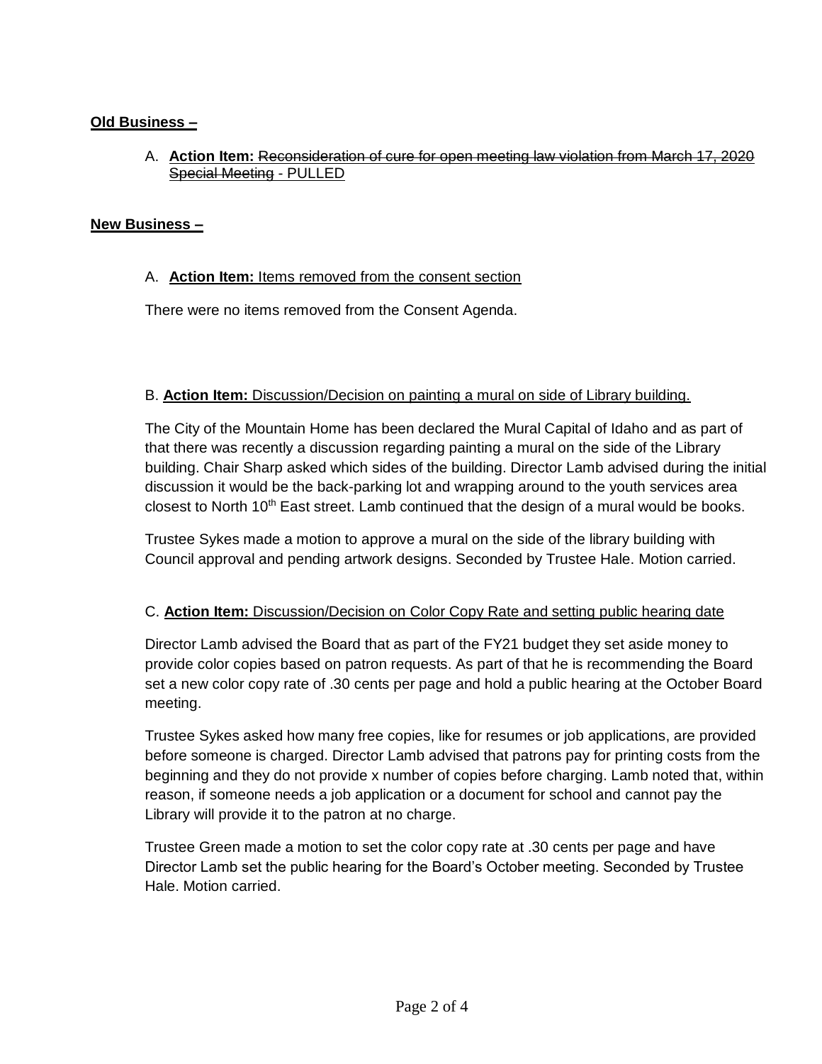**Old Business –**

A. **Action Item:** ~~Reconsideration of cure for open meeting law violation from March 17, 2020 Special Meeting~~ - PULLED

**New Business –**

A. **Action Item:** Items removed from the consent section

There were no items removed from the Consent Agenda.

B. **Action Item:** Discussion/Decision on painting a mural on side of Library building.

The City of the Mountain Home has been declared the Mural Capital of Idaho and as part of that there was recently a discussion regarding painting a mural on the side of the Library building. Chair Sharp asked which sides of the building. Director Lamb advised during the initial discussion it would be the back-parking lot and wrapping around to the youth services area closest to North 10th East street. Lamb continued that the design of a mural would be books.

Trustee Sykes made a motion to approve a mural on the side of the library building with Council approval and pending artwork designs. Seconded by Trustee Hale. Motion carried.

C. **Action Item:** Discussion/Decision on Color Copy Rate and setting public hearing date

Director Lamb advised the Board that as part of the FY21 budget they set aside money to provide color copies based on patron requests. As part of that he is recommending the Board set a new color copy rate of .30 cents per page and hold a public hearing at the October Board meeting.

Trustee Sykes asked how many free copies, like for resumes or job applications, are provided before someone is charged. Director Lamb advised that patrons pay for printing costs from the beginning and they do not provide x number of copies before charging. Lamb noted that, within reason, if someone needs a job application or a document for school and cannot pay the Library will provide it to the patron at no charge.

Trustee Green made a motion to set the color copy rate at .30 cents per page and have Director Lamb set the public hearing for the Board's October meeting. Seconded by Trustee Hale. Motion carried.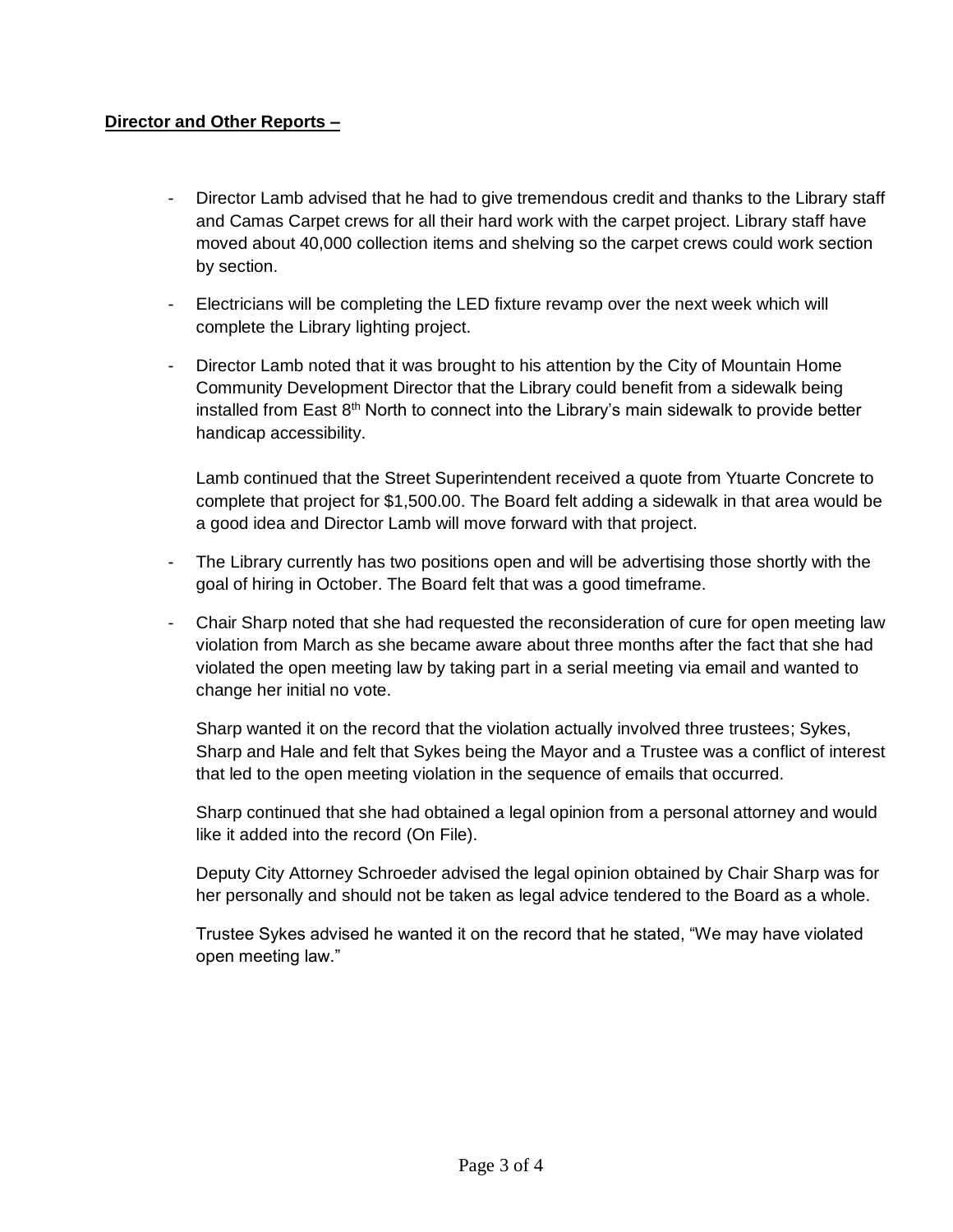**Director and Other Reports –**

- Director Lamb advised that he had to give tremendous credit and thanks to the Library staff and Camas Carpet crews for all their hard work with the carpet project. Library staff have moved about 40,000 collection items and shelving so the carpet crews could work section by section.

- Electricians will be completing the LED fixture revamp over the next week which will complete the Library lighting project.

- Director Lamb noted that it was brought to his attention by the City of Mountain Home Community Development Director that the Library could benefit from a sidewalk being installed from East 8th North to connect into the Library's main sidewalk to provide better handicap accessibility.

  Lamb continued that the Street Superintendent received a quote from Ytuarte Concrete to complete that project for $1,500.00. The Board felt adding a sidewalk in that area would be a good idea and Director Lamb will move forward with that project.

- The Library currently has two positions open and will be advertising those shortly with the goal of hiring in October. The Board felt that was a good timeframe.

- Chair Sharp noted that she had requested the reconsideration of cure for open meeting law violation from March as she became aware about three months after the fact that she had violated the open meeting law by taking part in a serial meeting via email and wanted to change her initial no vote.

  Sharp wanted it on the record that the violation actually involved three trustees; Sykes, Sharp and Hale and felt that Sykes being the Mayor and a Trustee was a conflict of interest that led to the open meeting violation in the sequence of emails that occurred.

  Sharp continued that she had obtained a legal opinion from a personal attorney and would like it added into the record (On File).

  Deputy City Attorney Schroeder advised the legal opinion obtained by Chair Sharp was for her personally and should not be taken as legal advice tendered to the Board as a whole.

  Trustee Sykes advised he wanted it on the record that he stated, "We may have violated open meeting law."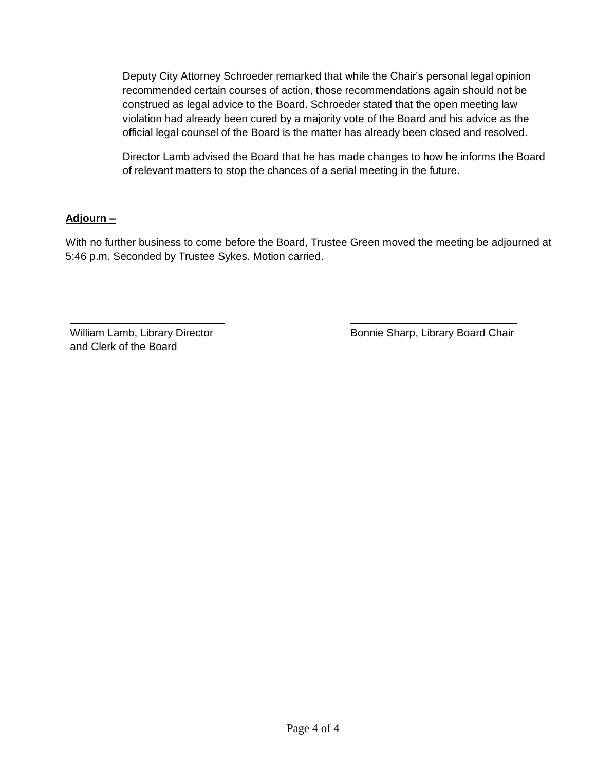Deputy City Attorney Schroeder remarked that while the Chair's personal legal opinion recommended certain courses of action, those recommendations again should not be construed as legal advice to the Board. Schroeder stated that the open meeting law violation had already been cured by a majority vote of the Board and his advice as the official legal counsel of the Board is the matter has already been closed and resolved.

Director Lamb advised the Board that he has made changes to how he informs the Board of relevant matters to stop the chances of a serial meeting in the future.

**Adjourn –**

With no further business to come before the Board, Trustee Green moved the meeting be adjourned at 5:46 p.m. Seconded by Trustee Sykes. Motion carried.

___________________________
William Lamb, Library Director
and Clerk of the Board

___________________________
Bonnie Sharp, Library Board Chair